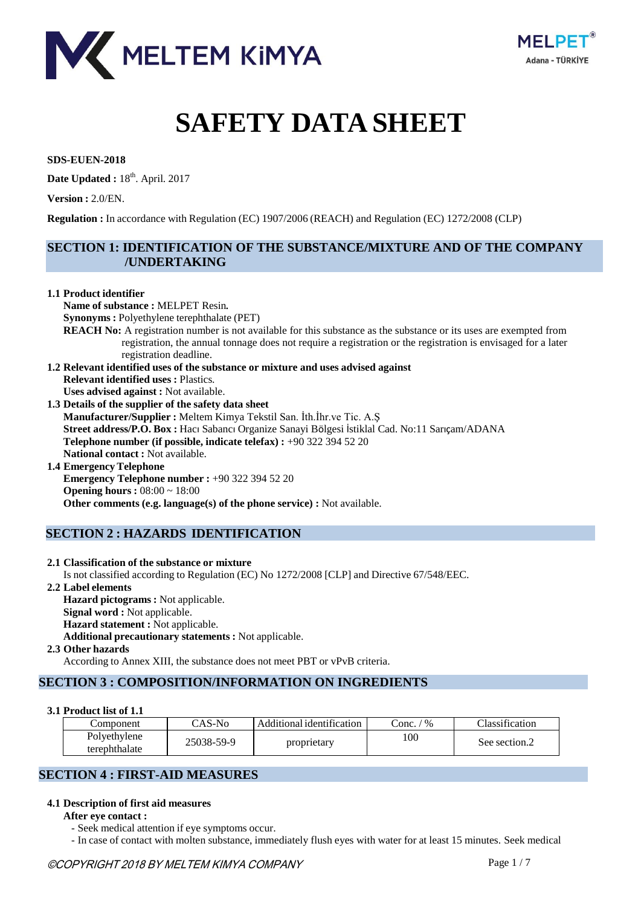MELTEM KİMYA

MELPET® Adana - TÜRKİYE

# SAFETY DATA SHEET

**SDS-EUEN-2018**

**Date Updated :** 18th. April. 2017

**Version :** 2.0/EN.

**Regulation :** In accordance with Regulation (EC) 1907/2006 (REACH) and Regulation (EC) 1272/2008 (CLP)

## SECTION 1: IDENTIFICATION OF THE SUBSTANCE/MIXTURE AND OF THE COMPANY /UNDERTAKING

**1.1 Product identifier**

**Name of substance :** MELPET Resin**.**

**Synonyms :** Polyethylene terephthalate (PET)

**REACH No:** A registration number is not available for this substance as the substance or its uses are exempted from registration, the annual tonnage does not require a registration or the registration is envisaged for a later registration deadline.

**1.2 Relevant identified uses of the substance or mixture and uses advised against**

**Relevant identified uses :** Plastics.

**Uses advised against :** Not available.

**1.3 Details of the supplier of the safety data sheet**

**Manufacturer/Supplier :** Meltem Kimya Tekstil San. İth.İhr.ve Tic. A.Ş

**Street address/P.O. Box :** Hacı Sabancı Organize Sanayi Bölgesi İstiklal Cad. No:11 Sarıçam/ADANA

**Telephone number (if possible, indicate telefax) :** +90 322 394 52 20

**National contact :** Not available.

**1.4 Emergency Telephone**

**Emergency Telephone number :** +90 322 394 52 20

**Opening hours :** 08:00 ~ 18:00

**Other comments (e.g. language(s) of the phone service) :** Not available.

## SECTION 2 : HAZARDS IDENTIFICATION

**2.1 Classification of the substance or mixture**

Is not classified according to Regulation (EC) No 1272/2008 [CLP] and Directive 67/548/EEC.

**2.2 Label elements**

**Hazard pictograms :** Not applicable.

**Signal word :** Not applicable.

**Hazard statement :** Not applicable.

**Additional precautionary statements :** Not applicable.

**2.3 Other hazards**

According to Annex XIII, the substance does not meet PBT or vPvB criteria.

## SECTION 3 : COMPOSITION/INFORMATION ON INGREDIENTS

**3.1 Product list of 1.1**

| Component | CAS-No | Additional identification | Conc. / % | Classification |
|---|---|---|---|---|
| Polyethylene terephthalate | 25038-59-9 | proprietary | 100 | See section.2 |

## SECTION 4 : FIRST-AID MEASURES

**4.1 Description of first aid measures**

**After eye contact :**

- Seek medical attention if eye symptoms occur.
- In case of contact with molten substance, immediately flush eyes with water for at least 15 minutes. Seek medical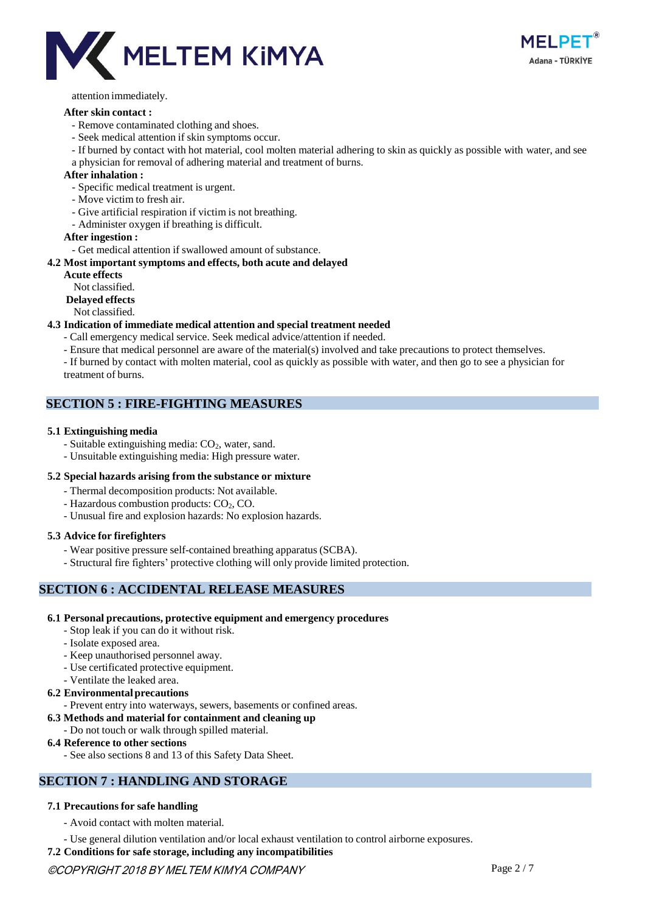attention immediately.

**After skin contact :**

- Remove contaminated clothing and shoes.
- Seek medical attention if skin symptoms occur.
- If burned by contact with hot material, cool molten material adhering to skin as quickly as possible with water, and see a physician for removal of adhering material and treatment of burns.

**After inhalation :**

- Specific medical treatment is urgent.
- Move victim to fresh air.
- Give artificial respiration if victim is not breathing.
- Administer oxygen if breathing is difficult.

**After ingestion :**

- Get medical attention if swallowed amount of substance.

**4.2 Most important symptoms and effects, both acute and delayed**

**Acute effects**

Not classified.

**Delayed effects**

Not classified.

**4.3 Indication of immediate medical attention and special treatment needed**

- Call emergency medical service. Seek medical advice/attention if needed.
- Ensure that medical personnel are aware of the material(s) involved and take precautions to protect themselves.
- If burned by contact with molten material, cool as quickly as possible with water, and then go to see a physician for treatment of burns.

## SECTION 5 : FIRE-FIGHTING MEASURES

**5.1 Extinguishing media**

- Suitable extinguishing media: $CO_2$, water, sand.
- Unsuitable extinguishing media: High pressure water.

**5.2 Special hazards arising from the substance or mixture**

- Thermal decomposition products: Not available.
- Hazardous combustion products: $CO_2$, CO.
- Unusual fire and explosion hazards: No explosion hazards.

**5.3 Advice for firefighters**

- Wear positive pressure self-contained breathing apparatus (SCBA).
- Structural fire fighters' protective clothing will only provide limited protection.

## SECTION 6 : ACCIDENTAL RELEASE MEASURES

**6.1 Personal precautions, protective equipment and emergency procedures**

- Stop leak if you can do it without risk.
- Isolate exposed area.
- Keep unauthorised personnel away.
- Use certificated protective equipment.
- Ventilate the leaked area.

**6.2 Environmental precautions**

- Prevent entry into waterways, sewers, basements or confined areas.

**6.3 Methods and material for containment and cleaning up**

- Do not touch or walk through spilled material.

**6.4 Reference to other sections**

- See also sections 8 and 13 of this Safety Data Sheet.

## SECTION 7 : HANDLING AND STORAGE

**7.1 Precautions for safe handling**

- Avoid contact with molten material.
- Use general dilution ventilation and/or local exhaust ventilation to control airborne exposures.

**7.2 Conditions for safe storage, including any incompatibilities**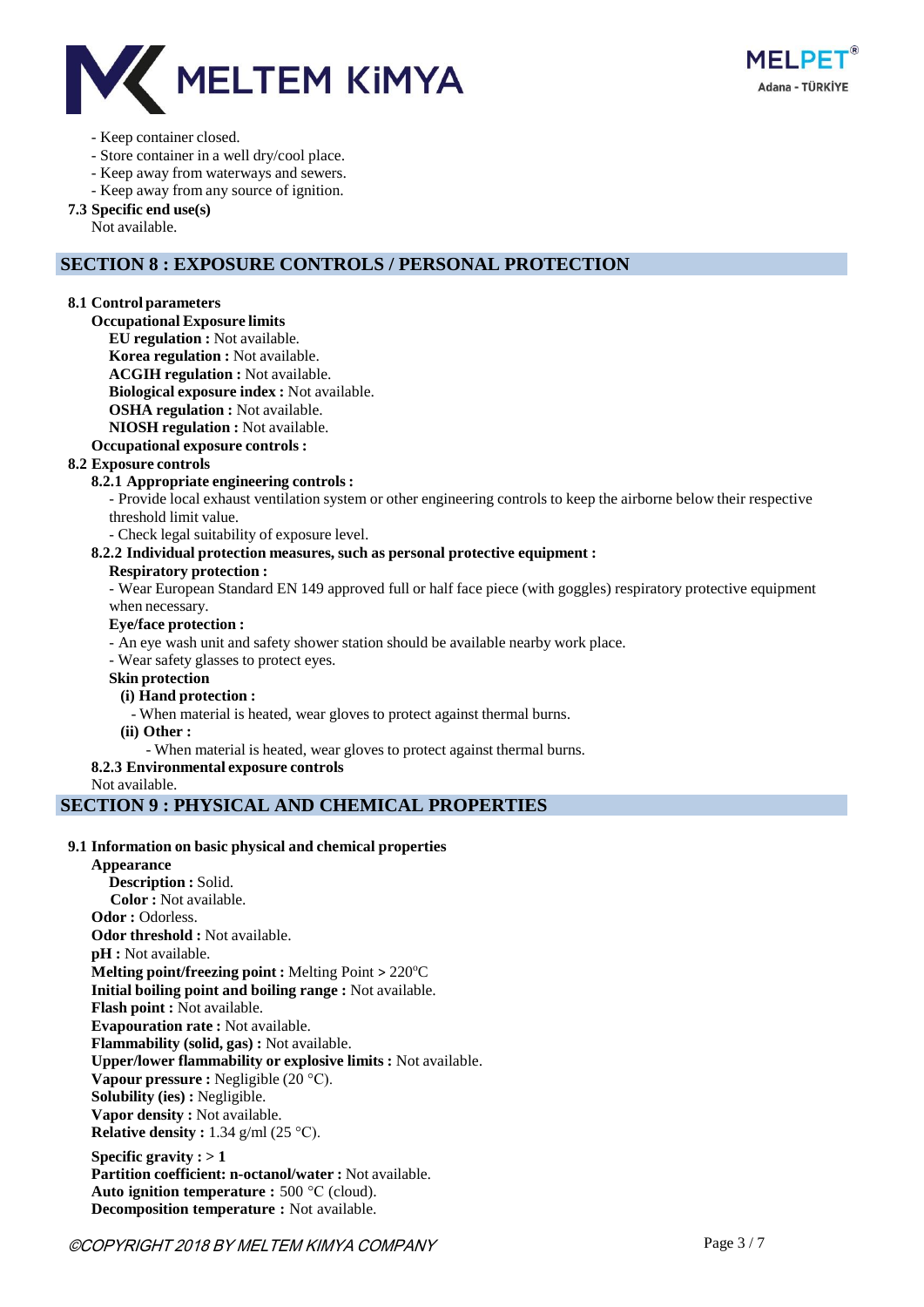- Keep container closed.
- Store container in a well dry/cool place.
- Keep away from waterways and sewers.
- Keep away from any source of ignition.

**7.3 Specific end use(s)**

Not available.

## SECTION 8 : EXPOSURE CONTROLS / PERSONAL PROTECTION

**8.1 Control parameters**

**Occupational Exposure limits**

**EU regulation :** Not available.
**Korea regulation :** Not available.
**ACGIH regulation :** Not available.
**Biological exposure index :** Not available.
**OSHA regulation :** Not available.
**NIOSH regulation :** Not available.

**Occupational exposure controls :**

**8.2 Exposure controls**

**8.2.1 Appropriate engineering controls :**

- Provide local exhaust ventilation system or other engineering controls to keep the airborne below their respective threshold limit value.
- Check legal suitability of exposure level.

**8.2.2 Individual protection measures, such as personal protective equipment :**

**Respiratory protection :**

- Wear European Standard EN 149 approved full or half face piece (with goggles) respiratory protective equipment when necessary.

**Eye/face protection :**

- An eye wash unit and safety shower station should be available nearby work place.
- Wear safety glasses to protect eyes.

**Skin protection**

**(i) Hand protection :**

- When material is heated, wear gloves to protect against thermal burns.

**(ii) Other :**

- When material is heated, wear gloves to protect against thermal burns.

**8.2.3 Environmental exposure controls**

Not available.

## SECTION 9 : PHYSICAL AND CHEMICAL PROPERTIES

**9.1 Information on basic physical and chemical properties**

**Appearance**

**Description :** Solid.
**Color :** Not available.

**Odor :** Odorless.
**Odor threshold :** Not available.
**pH :** Not available.
**Melting point/freezing point :** Melting Point > 220°C
**Initial boiling point and boiling range :** Not available.
**Flash point :** Not available.
**Evapouration rate :** Not available.
**Flammability (solid, gas) :** Not available.
**Upper/lower flammability or explosive limits :** Not available.
**Vapour pressure :** Negligible (20 °C).
**Solubility (ies) :** Negligible.
**Vapor density :** Not available.
**Relative density :** 1.34 g/ml (25 °C).

**Specific gravity : > 1**
**Partition coefficient: n-octanol/water :** Not available.
**Auto ignition temperature :** 500 °C (cloud).
**Decomposition temperature :** Not available.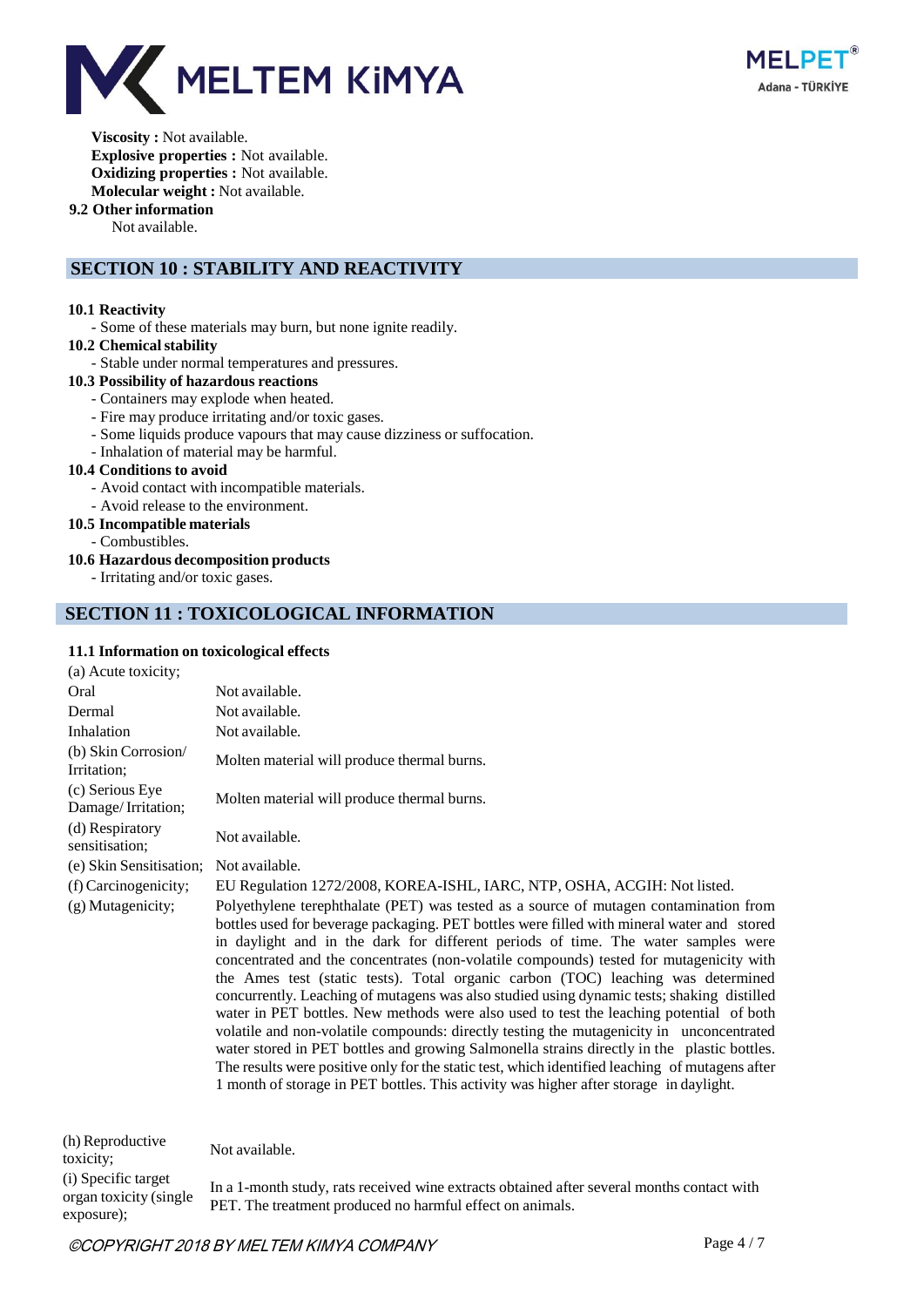**Viscosity :** Not available.
**Explosive properties :** Not available.
**Oxidizing properties :** Not available.
**Molecular weight :** Not available.

**9.2 Other information**

Not available.

## SECTION 10 : STABILITY AND REACTIVITY

**10.1 Reactivity**

- Some of these materials may burn, but none ignite readily.

**10.2 Chemical stability**

- Stable under normal temperatures and pressures.

**10.3 Possibility of hazardous reactions**

- Containers may explode when heated.
- Fire may produce irritating and/or toxic gases.
- Some liquids produce vapours that may cause dizziness or suffocation.
- Inhalation of material may be harmful.

**10.4 Conditions to avoid**

- Avoid contact with incompatible materials.
- Avoid release to the environment.

**10.5 Incompatible materials**

- Combustibles.

**10.6 Hazardous decomposition products**

- Irritating and/or toxic gases.

## SECTION 11 : TOXICOLOGICAL INFORMATION

**11.1 Information on toxicological effects**

| (a) Acute toxicity; | |
|---|---|
| Oral | Not available. |
| Dermal | Not available. |
| Inhalation | Not available. |
| (b) Skin Corrosion/ Irritation; | Molten material will produce thermal burns. |
| (c) Serious Eye Damage/ Irritation; | Molten material will produce thermal burns. |
| (d) Respiratory sensitisation; | Not available. |
| (e) Skin Sensitisation; | Not available. |
| (f) Carcinogenicity; | EU Regulation 1272/2008, KOREA-ISHL, IARC, NTP, OSHA, ACGIH: Not listed. |
| (g) Mutagenicity; | Polyethylene terephthalate (PET) was tested as a source of mutagen contamination from bottles used for beverage packaging. PET bottles were filled with mineral water and stored in daylight and in the dark for different periods of time. The water samples were concentrated and the concentrates (non-volatile compounds) tested for mutagenicity with the Ames test (static tests). Total organic carbon (TOC) leaching was determined concurrently. Leaching of mutagens was also studied using dynamic tests; shaking distilled water in PET bottles. New methods were also used to test the leaching potential of both volatile and non-volatile compounds: directly testing the mutagenicity in unconcentrated water stored in PET bottles and growing Salmonella strains directly in the plastic bottles. The results were positive only for the static test, which identified leaching of mutagens after 1 month of storage in PET bottles. This activity was higher after storage in daylight. |
| (h) Reproductive toxicity; | Not available. |
| (i) Specific target organ toxicity (single exposure); | In a 1-month study, rats received wine extracts obtained after several months contact with PET. The treatment produced no harmful effect on animals. |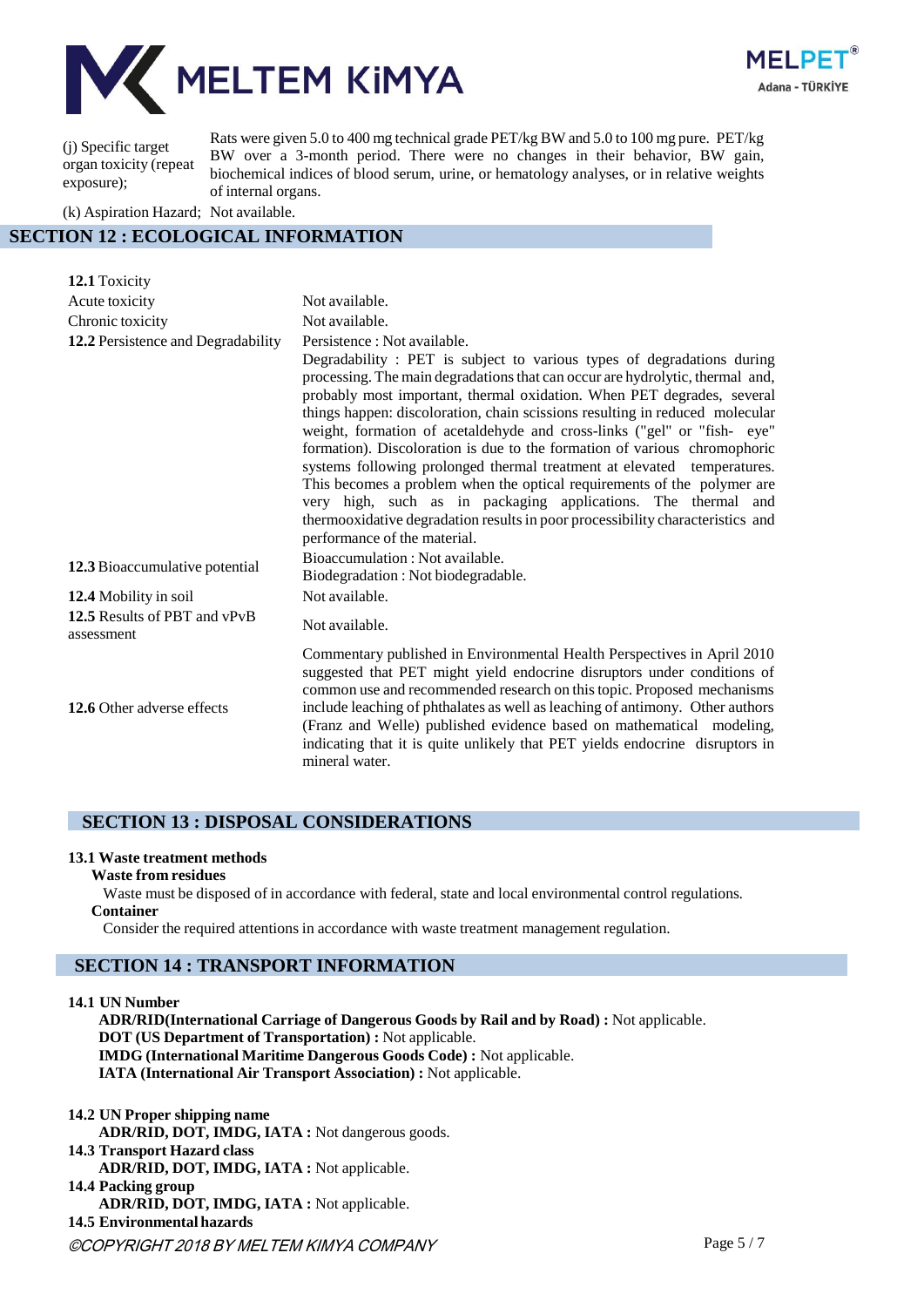| | |
|---|---|
| (j) Specific target organ toxicity (repeat exposure); | Rats were given 5.0 to 400 mg technical grade PET/kg BW and 5.0 to 100 mg pure. PET/kg BW over a 3-month period. There were no changes in their behavior, BW gain, biochemical indices of blood serum, urine, or hematology analyses, or in relative weights of internal organs. |
| (k) Aspiration Hazard; | Not available. |

## SECTION 12 : ECOLOGICAL INFORMATION

| | |
|---|---|
| **12.1** Toxicity | |
| Acute toxicity | Not available. |
| Chronic toxicity | Not available. |
| **12.2** Persistence and Degradability | Persistence : Not available.<br>Degradability : PET is subject to various types of degradations during processing. The main degradations that can occur are hydrolytic, thermal and, probably most important, thermal oxidation. When PET degrades, several things happen: discoloration, chain scissions resulting in reduced molecular weight, formation of acetaldehyde and cross-links ("gel" or "fish- eye" formation). Discoloration is due to the formation of various chromophoric systems following prolonged thermal treatment at elevated temperatures. This becomes a problem when the optical requirements of the polymer are very high, such as in packaging applications. The thermal and thermooxidative degradation results in poor processibility characteristics and performance of the material. |
| **12.3** Bioaccumulative potential | Bioaccumulation : Not available.<br>Biodegradation : Not biodegradable. |
| **12.4** Mobility in soil | Not available. |
| **12.5** Results of PBT and vPvB assessment | Not available. |
| **12.6** Other adverse effects | Commentary published in Environmental Health Perspectives in April 2010 suggested that PET might yield endocrine disruptors under conditions of common use and recommended research on this topic. Proposed mechanisms include leaching of phthalates as well as leaching of antimony. Other authors (Franz and Welle) published evidence based on mathematical modeling, indicating that it is quite unlikely that PET yields endocrine disruptors in mineral water. |

## SECTION 13 : DISPOSAL CONSIDERATIONS

**13.1 Waste treatment methods**

**Waste from residues**

Waste must be disposed of in accordance with federal, state and local environmental control regulations.

**Container**

Consider the required attentions in accordance with waste treatment management regulation.

## SECTION 14 : TRANSPORT INFORMATION

**14.1 UN Number**

**ADR/RID(International Carriage of Dangerous Goods by Rail and by Road) :** Not applicable.
**DOT (US Department of Transportation) :** Not applicable.
**IMDG (International Maritime Dangerous Goods Code) :** Not applicable.
**IATA (International Air Transport Association) :** Not applicable.

**14.2 UN Proper shipping name**

**ADR/RID, DOT, IMDG, IATA :** Not dangerous goods.

**14.3 Transport Hazard class**

**ADR/RID, DOT, IMDG, IATA :** Not applicable.

**14.4 Packing group**

**ADR/RID, DOT, IMDG, IATA :** Not applicable.

**14.5 Environmental hazards**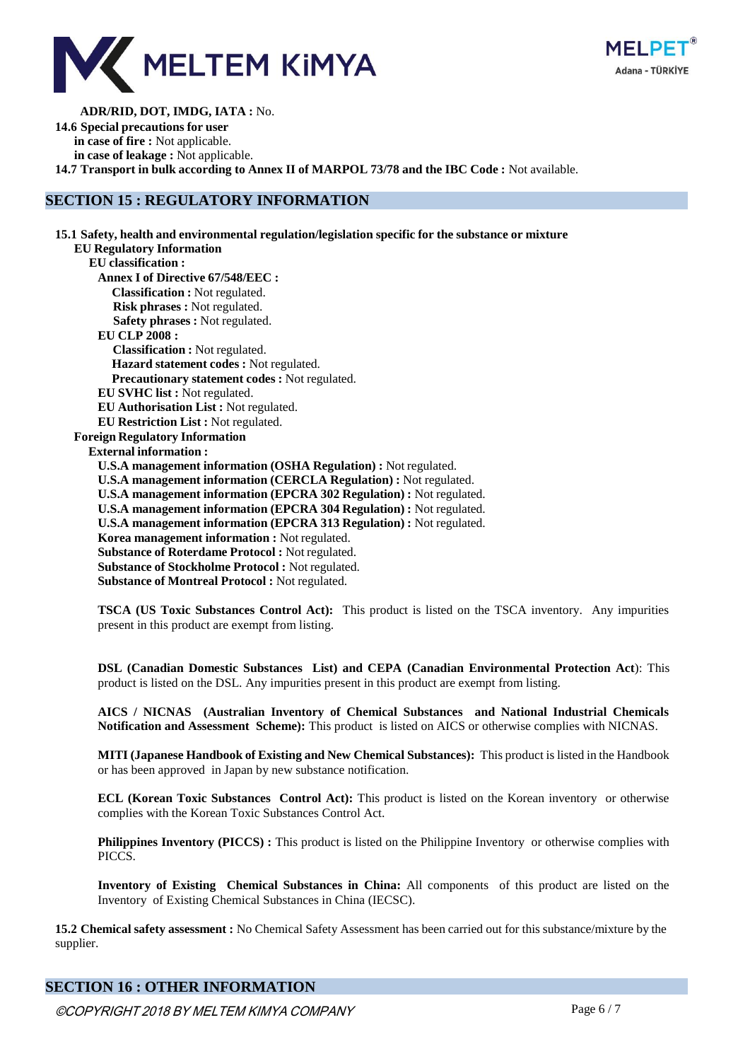**ADR/RID, DOT, IMDG, IATA :** No.

**14.6 Special precautions for user**

**in case of fire :** Not applicable.

**in case of leakage :** Not applicable.

**14.7 Transport in bulk according to Annex II of MARPOL 73/78 and the IBC Code :** Not available.

## SECTION 15 : REGULATORY INFORMATION

**15.1 Safety, health and environmental regulation/legislation specific for the substance or mixture**

**EU Regulatory Information**

**EU classification :**

**Annex I of Directive 67/548/EEC :**

**Classification :** Not regulated.
**Risk phrases :** Not regulated.
**Safety phrases :** Not regulated.

**EU CLP 2008 :**

**Classification :** Not regulated.
**Hazard statement codes :** Not regulated.
**Precautionary statement codes :** Not regulated.

**EU SVHC list :** Not regulated.
**EU Authorisation List :** Not regulated.
**EU Restriction List :** Not regulated.

**Foreign Regulatory Information**

**External information :**

**U.S.A management information (OSHA Regulation) :** Not regulated.
**U.S.A management information (CERCLA Regulation) :** Not regulated.
**U.S.A management information (EPCRA 302 Regulation) :** Not regulated.
**U.S.A management information (EPCRA 304 Regulation) :** Not regulated.
**U.S.A management information (EPCRA 313 Regulation) :** Not regulated.
**Korea management information :** Not regulated.
**Substance of Roterdame Protocol :** Not regulated.
**Substance of Stockholme Protocol :** Not regulated.
**Substance of Montreal Protocol :** Not regulated.

**TSCA (US Toxic Substances Control Act):** This product is listed on the TSCA inventory. Any impurities present in this product are exempt from listing.

**DSL (Canadian Domestic Substances List) and CEPA (Canadian Environmental Protection Act)**: This product is listed on the DSL. Any impurities present in this product are exempt from listing.

**AICS / NICNAS (Australian Inventory of Chemical Substances and National Industrial Chemicals Notification and Assessment Scheme):** This product is listed on AICS or otherwise complies with NICNAS.

**MITI (Japanese Handbook of Existing and New Chemical Substances):** This product is listed in the Handbook or has been approved in Japan by new substance notification.

**ECL (Korean Toxic Substances Control Act):** This product is listed on the Korean inventory or otherwise complies with the Korean Toxic Substances Control Act.

**Philippines Inventory (PICCS) :** This product is listed on the Philippine Inventory or otherwise complies with PICCS.

**Inventory of Existing Chemical Substances in China:** All components of this product are listed on the Inventory of Existing Chemical Substances in China (IECSC).

**15.2 Chemical safety assessment :** No Chemical Safety Assessment has been carried out for this substance/mixture by the supplier.

## SECTION 16 : OTHER INFORMATION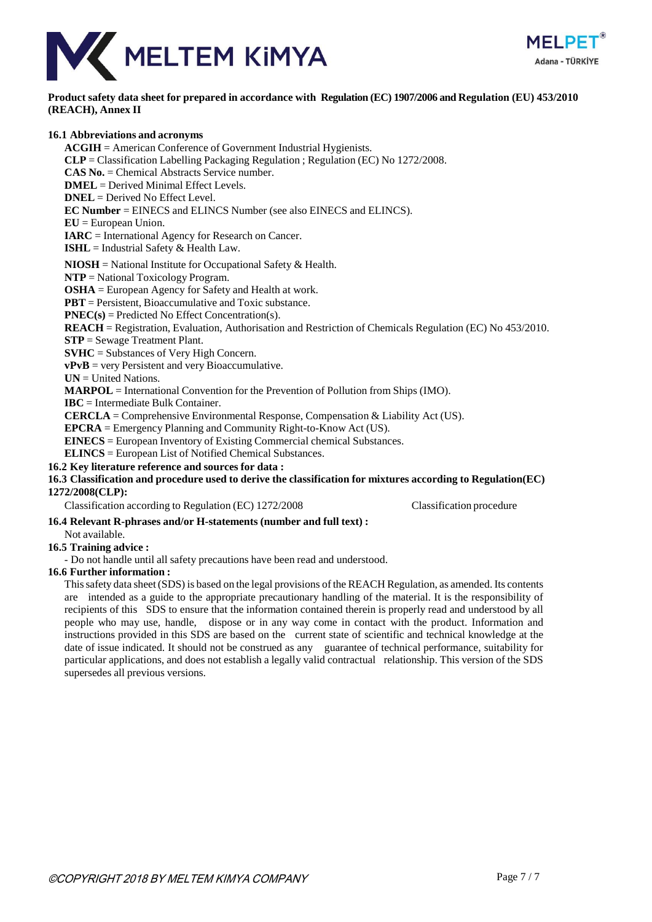**Product safety data sheet for prepared in accordance with Regulation (EC) 1907/2006 and Regulation (EU) 453/2010 (REACH), Annex II**

**16.1 Abbreviations and acronyms**

**ACGIH** = American Conference of Government Industrial Hygienists.
**CLP** = Classification Labelling Packaging Regulation ; Regulation (EC) No 1272/2008.
**CAS No.** = Chemical Abstracts Service number.
**DMEL** = Derived Minimal Effect Levels.
**DNEL** = Derived No Effect Level.
**EC Number** = EINECS and ELINCS Number (see also EINECS and ELINCS).
**EU** = European Union.
**IARC** = International Agency for Research on Cancer.
**ISHL** = Industrial Safety & Health Law.
**NIOSH** = National Institute for Occupational Safety & Health.
**NTP** = National Toxicology Program.
**OSHA** = European Agency for Safety and Health at work.
**PBT** = Persistent, Bioaccumulative and Toxic substance.
**PNEC(s)** = Predicted No Effect Concentration(s).
**REACH** = Registration, Evaluation, Authorisation and Restriction of Chemicals Regulation (EC) No 453/2010.
**STP** = Sewage Treatment Plant.
**SVHC** = Substances of Very High Concern.
**vPvB** = very Persistent and very Bioaccumulative.
**UN** = United Nations.
**MARPOL** = International Convention for the Prevention of Pollution from Ships (IMO).
**IBC** = Intermediate Bulk Container.
**CERCLA** = Comprehensive Environmental Response, Compensation & Liability Act (US).
**EPCRA** = Emergency Planning and Community Right-to-Know Act (US).
**EINECS** = European Inventory of Existing Commercial chemical Substances.
**ELINCS** = European List of Notified Chemical Substances.

**16.2 Key literature reference and sources for data :**

**16.3 Classification and procedure used to derive the classification for mixtures according to Regulation(EC) 1272/2008(CLP):**

| Classification according to Regulation (EC) 1272/2008 | Classification procedure |
|---|---|

**16.4 Relevant R-phrases and/or H-statements (number and full text) :**

Not available.

**16.5 Training advice :**

- Do not handle until all safety precautions have been read and understood.

**16.6 Further information :**

This safety data sheet (SDS) is based on the legal provisions of the REACH Regulation, as amended. Its contents are intended as a guide to the appropriate precautionary handling of the material. It is the responsibility of recipients of this SDS to ensure that the information contained therein is properly read and understood by all people who may use, handle, dispose or in any way come in contact with the product. Information and instructions provided in this SDS are based on the current state of scientific and technical knowledge at the date of issue indicated. It should not be construed as any guarantee of technical performance, suitability for particular applications, and does not establish a legally valid contractual relationship. This version of the SDS supersedes all previous versions.

*©COPYRIGHT 2018 BY MELTEM KIMYA COMPANY*